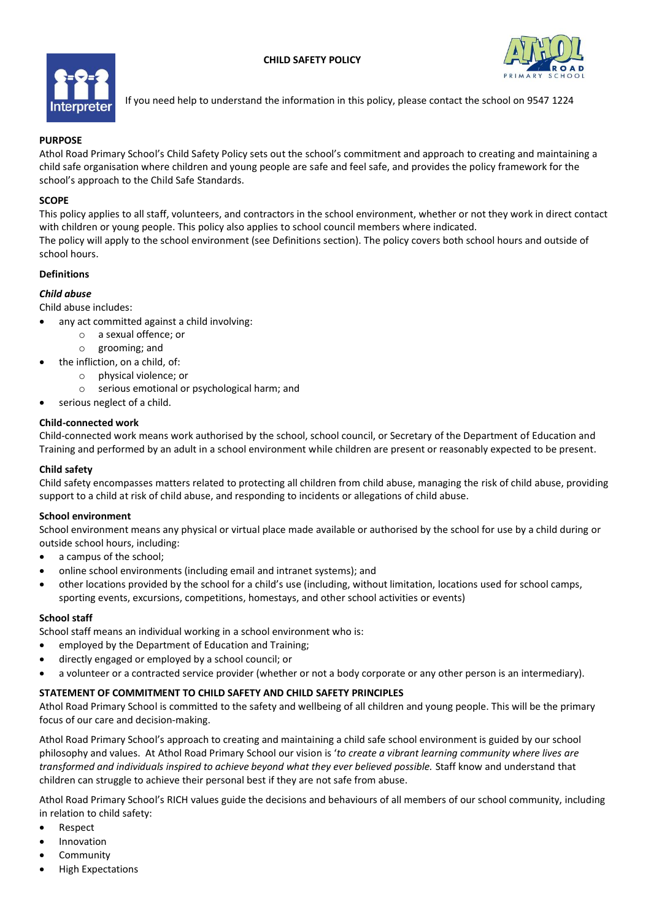# CHILD SAFETY POLICY

If you need help to understand the information in this policy, please contact the school on 9547 1224

## PURPOSE

Athol Road Primary School's Child Safety Policy sets out the school's commitment and approach to creating and maintaining a child safe organisation where children and young people are safe and feel safe, and provides the policy framework for the school's approach to the Child Safe Standards.

## SCOPE

This policy applies to all staff, volunteers, and contractors in the school environment, whether or not they work in direct contact with children or young people. This policy also applies to school council members where indicated.

The policy will apply to the school environment (see Definitions section). The policy covers both school hours and outside of school hours.

### Definitions

#### *Child abuse*

Child abuse includes:

- any act committed against a child involving:
  - a sexual offence; or
  - grooming; and
- the infliction, on a child, of:
  - physical violence; or
  - serious emotional or psychological harm; and
- serious neglect of a child.

#### Child-connected work

Child-connected work means work authorised by the school, school council, or Secretary of the Department of Education and Training and performed by an adult in a school environment while children are present or reasonably expected to be present.

#### Child safety

Child safety encompasses matters related to protecting all children from child abuse, managing the risk of child abuse, providing support to a child at risk of child abuse, and responding to incidents or allegations of child abuse.

#### School environment

School environment means any physical or virtual place made available or authorised by the school for use by a child during or outside school hours, including:

- a campus of the school;
- online school environments (including email and intranet systems); and
- other locations provided by the school for a child's use (including, without limitation, locations used for school camps, sporting events, excursions, competitions, homestays, and other school activities or events)

#### School staff

School staff means an individual working in a school environment who is:

- employed by the Department of Education and Training;
- directly engaged or employed by a school council; or
- a volunteer or a contracted service provider (whether or not a body corporate or any other person is an intermediary).

## STATEMENT OF COMMITMENT TO CHILD SAFETY AND CHILD SAFETY PRINCIPLES

Athol Road Primary School is committed to the safety and wellbeing of all children and young people. This will be the primary focus of our care and decision-making.

Athol Road Primary School's approach to creating and maintaining a child safe school environment is guided by our school philosophy and values. At Athol Road Primary School our vision is '*to create a vibrant learning community where lives are transformed and individuals inspired to achieve beyond what they ever believed possible.* Staff know and understand that children can struggle to achieve their personal best if they are not safe from abuse.

Athol Road Primary School's RICH values guide the decisions and behaviours of all members of our school community, including in relation to child safety:

- Respect
- Innovation
- Community
- High Expectations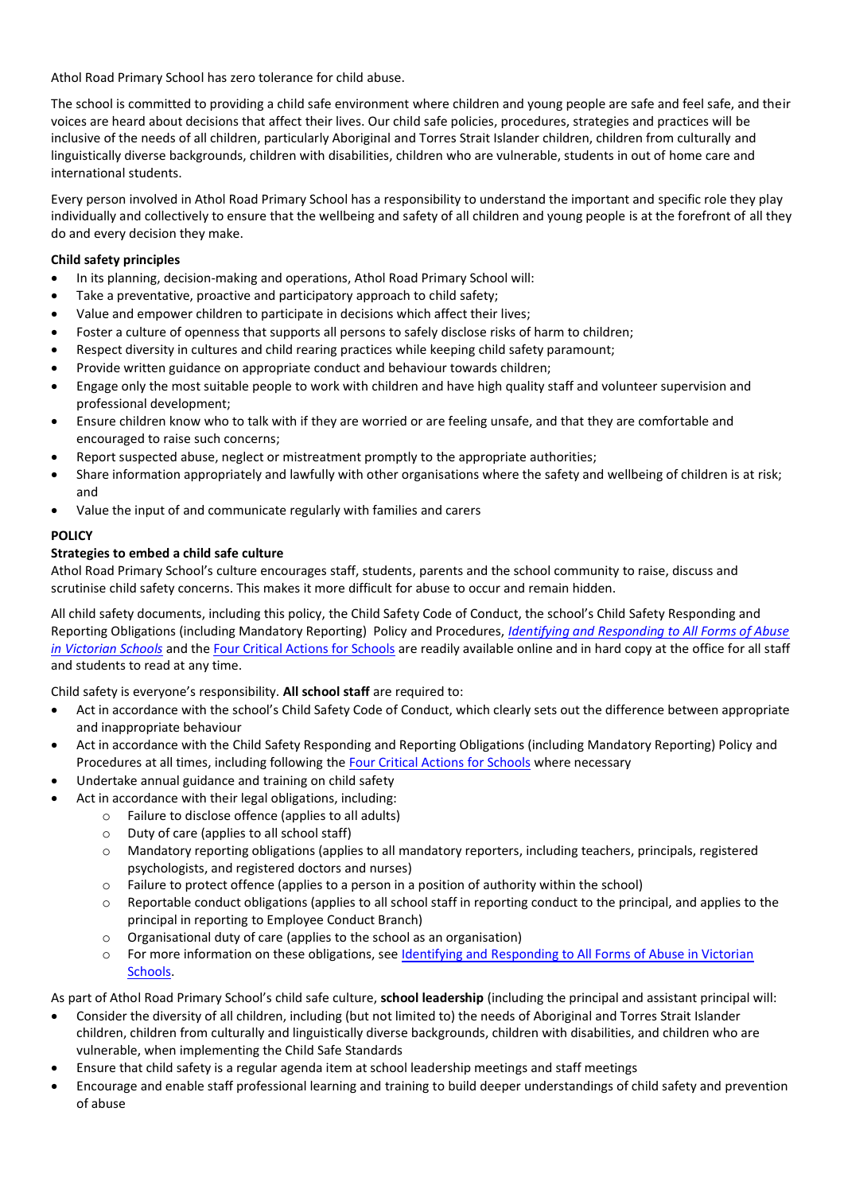Athol Road Primary School has zero tolerance for child abuse.

The school is committed to providing a child safe environment where children and young people are safe and feel safe, and their voices are heard about decisions that affect their lives. Our child safe policies, procedures, strategies and practices will be inclusive of the needs of all children, particularly Aboriginal and Torres Strait Islander children, children from culturally and linguistically diverse backgrounds, children with disabilities, children who are vulnerable, students in out of home care and international students.

Every person involved in Athol Road Primary School has a responsibility to understand the important and specific role they play individually and collectively to ensure that the wellbeing and safety of all children and young people is at the forefront of all they do and every decision they make.

**Child safety principles**

- In its planning, decision-making and operations, Athol Road Primary School will:
- Take a preventative, proactive and participatory approach to child safety;
- Value and empower children to participate in decisions which affect their lives;
- Foster a culture of openness that supports all persons to safely disclose risks of harm to children;
- Respect diversity in cultures and child rearing practices while keeping child safety paramount;
- Provide written guidance on appropriate conduct and behaviour towards children;
- Engage only the most suitable people to work with children and have high quality staff and volunteer supervision and professional development;
- Ensure children know who to talk with if they are worried or are feeling unsafe, and that they are comfortable and encouraged to raise such concerns;
- Report suspected abuse, neglect or mistreatment promptly to the appropriate authorities;
- Share information appropriately and lawfully with other organisations where the safety and wellbeing of children is at risk; and
- Value the input of and communicate regularly with families and carers

**POLICY**

**Strategies to embed a child safe culture**

Athol Road Primary School's culture encourages staff, students, parents and the school community to raise, discuss and scrutinise child safety concerns. This makes it more difficult for abuse to occur and remain hidden.

All child safety documents, including this policy, the Child Safety Code of Conduct, the school's Child Safety Responding and Reporting Obligations (including Mandatory Reporting) Policy and Procedures, *Identifying and Responding to All Forms of Abuse in Victorian Schools* and the Four Critical Actions for Schools are readily available online and in hard copy at the office for all staff and students to read at any time.

Child safety is everyone's responsibility. **All school staff** are required to:

- Act in accordance with the school's Child Safety Code of Conduct, which clearly sets out the difference between appropriate and inappropriate behaviour
- Act in accordance with the Child Safety Responding and Reporting Obligations (including Mandatory Reporting) Policy and Procedures at all times, including following the Four Critical Actions for Schools where necessary
- Undertake annual guidance and training on child safety
- Act in accordance with their legal obligations, including:
  - Failure to disclose offence (applies to all adults)
  - Duty of care (applies to all school staff)
  - Mandatory reporting obligations (applies to all mandatory reporters, including teachers, principals, registered psychologists, and registered doctors and nurses)
  - Failure to protect offence (applies to a person in a position of authority within the school)
  - Reportable conduct obligations (applies to all school staff in reporting conduct to the principal, and applies to the principal in reporting to Employee Conduct Branch)
  - Organisational duty of care (applies to the school as an organisation)
  - For more information on these obligations, see Identifying and Responding to All Forms of Abuse in Victorian Schools.

As part of Athol Road Primary School's child safe culture, **school leadership** (including the principal and assistant principal will:

- Consider the diversity of all children, including (but not limited to) the needs of Aboriginal and Torres Strait Islander children, children from culturally and linguistically diverse backgrounds, children with disabilities, and children who are vulnerable, when implementing the Child Safe Standards
- Ensure that child safety is a regular agenda item at school leadership meetings and staff meetings
- Encourage and enable staff professional learning and training to build deeper understandings of child safety and prevention of abuse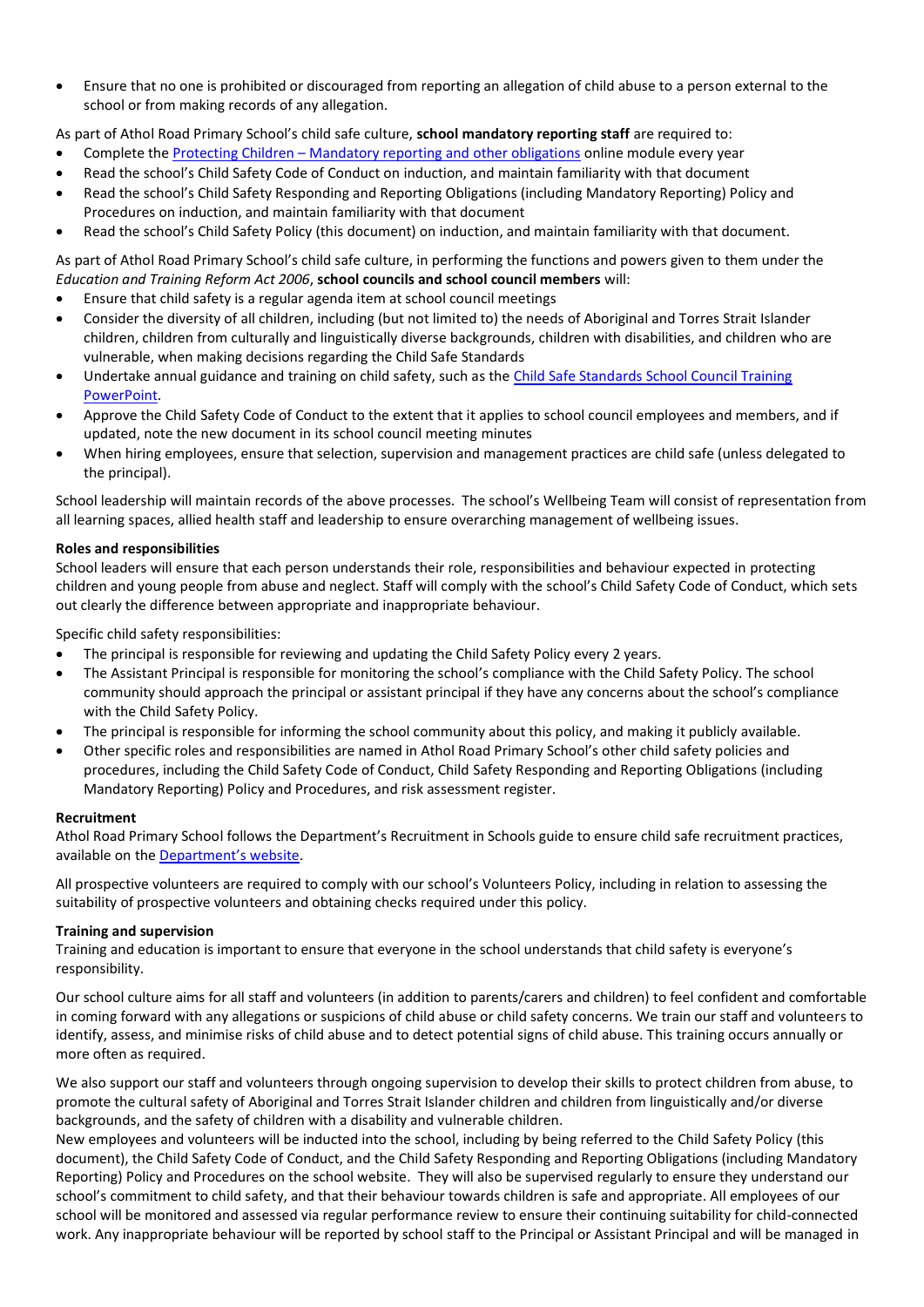- Ensure that no one is prohibited or discouraged from reporting an allegation of child abuse to a person external to the school or from making records of any allegation.

As part of Athol Road Primary School's child safe culture, **school mandatory reporting staff** are required to:

- Complete the [Protecting Children – Mandatory reporting and other obligations]() online module every year
- Read the school's Child Safety Code of Conduct on induction, and maintain familiarity with that document
- Read the school's Child Safety Responding and Reporting Obligations (including Mandatory Reporting) Policy and Procedures on induction, and maintain familiarity with that document
- Read the school's Child Safety Policy (this document) on induction, and maintain familiarity with that document.

As part of Athol Road Primary School's child safe culture, in performing the functions and powers given to them under the *Education and Training Reform Act 2006*, **school councils and school council members** will:

- Ensure that child safety is a regular agenda item at school council meetings
- Consider the diversity of all children, including (but not limited to) the needs of Aboriginal and Torres Strait Islander children, children from culturally and linguistically diverse backgrounds, children with disabilities, and children who are vulnerable, when making decisions regarding the Child Safe Standards
- Undertake annual guidance and training on child safety, such as the [Child Safe Standards School Council Training PowerPoint]().
- Approve the Child Safety Code of Conduct to the extent that it applies to school council employees and members, and if updated, note the new document in its school council meeting minutes
- When hiring employees, ensure that selection, supervision and management practices are child safe (unless delegated to the principal).

School leadership will maintain records of the above processes. The school's Wellbeing Team will consist of representation from all learning spaces, allied health staff and leadership to ensure overarching management of wellbeing issues.

**Roles and responsibilities**

School leaders will ensure that each person understands their role, responsibilities and behaviour expected in protecting children and young people from abuse and neglect. Staff will comply with the school's Child Safety Code of Conduct, which sets out clearly the difference between appropriate and inappropriate behaviour.

Specific child safety responsibilities:

- The principal is responsible for reviewing and updating the Child Safety Policy every 2 years.
- The Assistant Principal is responsible for monitoring the school's compliance with the Child Safety Policy. The school community should approach the principal or assistant principal if they have any concerns about the school's compliance with the Child Safety Policy.
- The principal is responsible for informing the school community about this policy, and making it publicly available.
- Other specific roles and responsibilities are named in Athol Road Primary School's other child safety policies and procedures, including the Child Safety Code of Conduct, Child Safety Responding and Reporting Obligations (including Mandatory Reporting) Policy and Procedures, and risk assessment register.

**Recruitment**

Athol Road Primary School follows the Department's Recruitment in Schools guide to ensure child safe recruitment practices, available on the [Department's website]().

All prospective volunteers are required to comply with our school's Volunteers Policy, including in relation to assessing the suitability of prospective volunteers and obtaining checks required under this policy.

**Training and supervision**

Training and education is important to ensure that everyone in the school understands that child safety is everyone's responsibility.

Our school culture aims for all staff and volunteers (in addition to parents/carers and children) to feel confident and comfortable in coming forward with any allegations or suspicions of child abuse or child safety concerns. We train our staff and volunteers to identify, assess, and minimise risks of child abuse and to detect potential signs of child abuse. This training occurs annually or more often as required.

We also support our staff and volunteers through ongoing supervision to develop their skills to protect children from abuse, to promote the cultural safety of Aboriginal and Torres Strait Islander children and children from linguistically and/or diverse backgrounds, and the safety of children with a disability and vulnerable children.
New employees and volunteers will be inducted into the school, including by being referred to the Child Safety Policy (this document), the Child Safety Code of Conduct, and the Child Safety Responding and Reporting Obligations (including Mandatory Reporting) Policy and Procedures on the school website. They will also be supervised regularly to ensure they understand our school's commitment to child safety, and that their behaviour towards children is safe and appropriate. All employees of our school will be monitored and assessed via regular performance review to ensure their continuing suitability for child-connected work. Any inappropriate behaviour will be reported by school staff to the Principal or Assistant Principal and will be managed in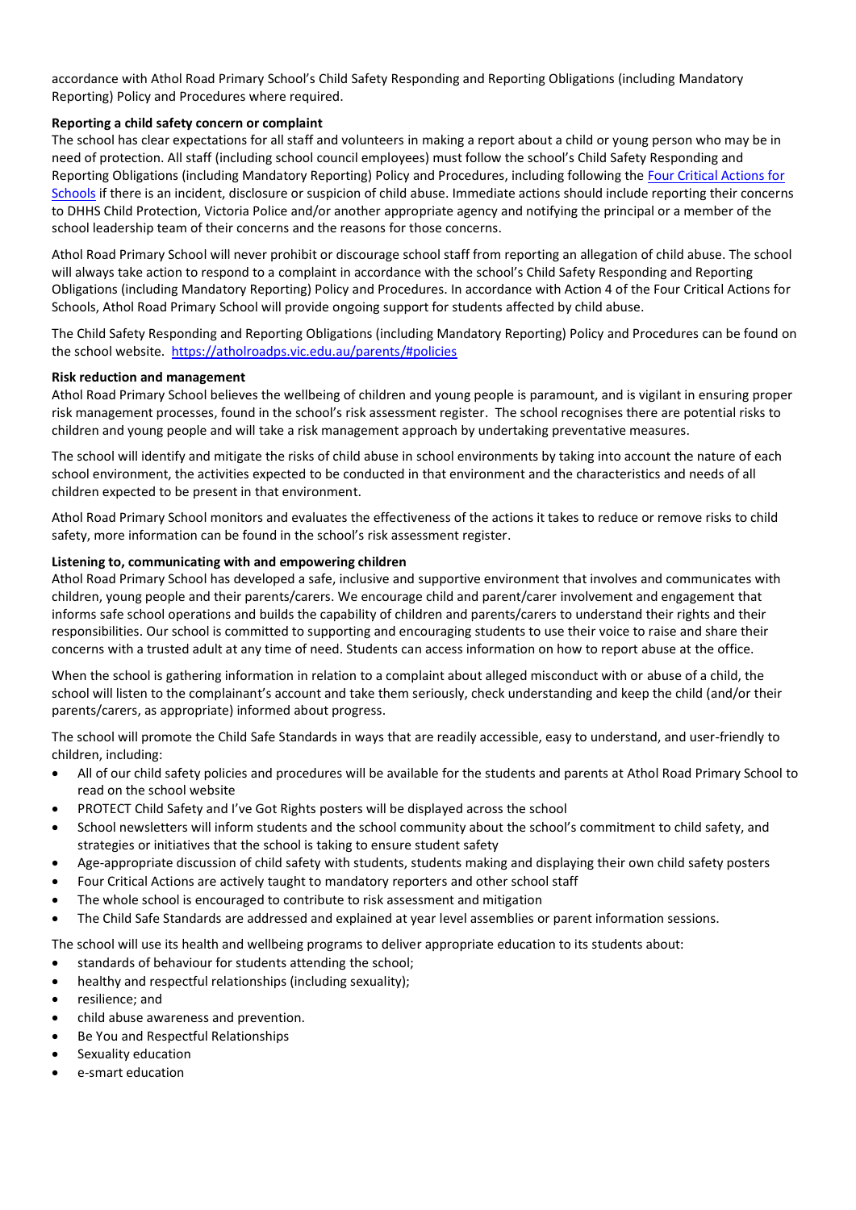accordance with Athol Road Primary School's Child Safety Responding and Reporting Obligations (including Mandatory Reporting) Policy and Procedures where required.

**Reporting a child safety concern or complaint**

The school has clear expectations for all staff and volunteers in making a report about a child or young person who may be in need of protection. All staff (including school council employees) must follow the school's Child Safety Responding and Reporting Obligations (including Mandatory Reporting) Policy and Procedures, including following the [Four Critical Actions for Schools](Four Critical Actions for Schools) if there is an incident, disclosure or suspicion of child abuse. Immediate actions should include reporting their concerns to DHHS Child Protection, Victoria Police and/or another appropriate agency and notifying the principal or a member of the school leadership team of their concerns and the reasons for those concerns.

Athol Road Primary School will never prohibit or discourage school staff from reporting an allegation of child abuse. The school will always take action to respond to a complaint in accordance with the school's Child Safety Responding and Reporting Obligations (including Mandatory Reporting) Policy and Procedures. In accordance with Action 4 of the Four Critical Actions for Schools, Athol Road Primary School will provide ongoing support for students affected by child abuse.

The Child Safety Responding and Reporting Obligations (including Mandatory Reporting) Policy and Procedures can be found on the school website. https://atholroadps.vic.edu.au/parents/#policies

**Risk reduction and management**

Athol Road Primary School believes the wellbeing of children and young people is paramount, and is vigilant in ensuring proper risk management processes, found in the school's risk assessment register. The school recognises there are potential risks to children and young people and will take a risk management approach by undertaking preventative measures.

The school will identify and mitigate the risks of child abuse in school environments by taking into account the nature of each school environment, the activities expected to be conducted in that environment and the characteristics and needs of all children expected to be present in that environment.

Athol Road Primary School monitors and evaluates the effectiveness of the actions it takes to reduce or remove risks to child safety, more information can be found in the school's risk assessment register.

**Listening to, communicating with and empowering children**

Athol Road Primary School has developed a safe, inclusive and supportive environment that involves and communicates with children, young people and their parents/carers. We encourage child and parent/carer involvement and engagement that informs safe school operations and builds the capability of children and parents/carers to understand their rights and their responsibilities. Our school is committed to supporting and encouraging students to use their voice to raise and share their concerns with a trusted adult at any time of need. Students can access information on how to report abuse at the office.

When the school is gathering information in relation to a complaint about alleged misconduct with or abuse of a child, the school will listen to the complainant's account and take them seriously, check understanding and keep the child (and/or their parents/carers, as appropriate) informed about progress.

The school will promote the Child Safe Standards in ways that are readily accessible, easy to understand, and user-friendly to children, including:

- All of our child safety policies and procedures will be available for the students and parents at Athol Road Primary School to read on the school website
- PROTECT Child Safety and I've Got Rights posters will be displayed across the school
- School newsletters will inform students and the school community about the school's commitment to child safety, and strategies or initiatives that the school is taking to ensure student safety
- Age-appropriate discussion of child safety with students, students making and displaying their own child safety posters
- Four Critical Actions are actively taught to mandatory reporters and other school staff
- The whole school is encouraged to contribute to risk assessment and mitigation
- The Child Safe Standards are addressed and explained at year level assemblies or parent information sessions.

The school will use its health and wellbeing programs to deliver appropriate education to its students about:

- standards of behaviour for students attending the school;
- healthy and respectful relationships (including sexuality);
- resilience; and
- child abuse awareness and prevention.
- Be You and Respectful Relationships
- Sexuality education
- e-smart education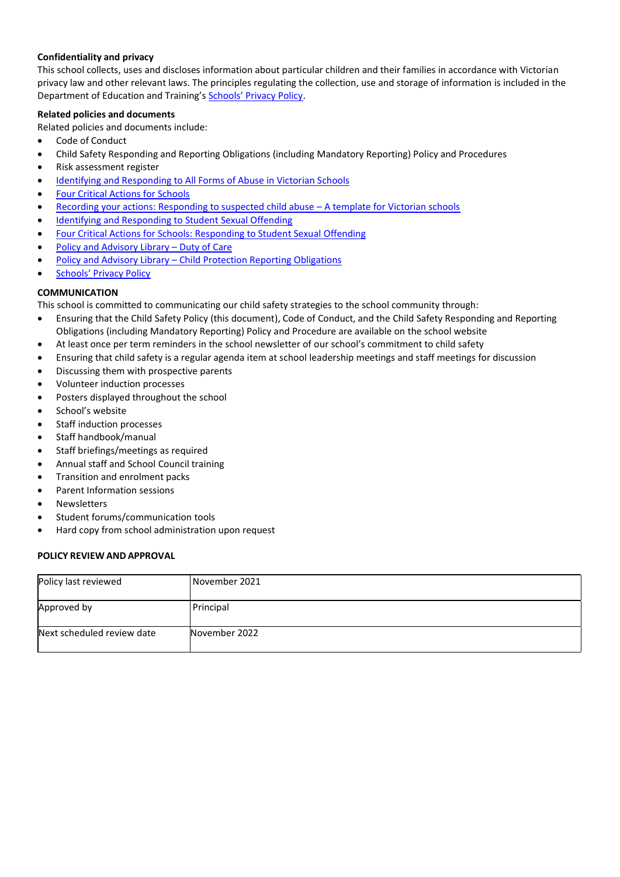**Confidentiality and privacy**

This school collects, uses and discloses information about particular children and their families in accordance with Victorian privacy law and other relevant laws. The principles regulating the collection, use and storage of information is included in the Department of Education and Training's Schools' Privacy Policy.

**Related policies and documents**

Related policies and documents include:

- Code of Conduct
- Child Safety Responding and Reporting Obligations (including Mandatory Reporting) Policy and Procedures
- Risk assessment register
- Identifying and Responding to All Forms of Abuse in Victorian Schools
- Four Critical Actions for Schools
- Recording your actions: Responding to suspected child abuse – A template for Victorian schools
- Identifying and Responding to Student Sexual Offending
- Four Critical Actions for Schools: Responding to Student Sexual Offending
- Policy and Advisory Library – Duty of Care
- Policy and Advisory Library – Child Protection Reporting Obligations
- Schools' Privacy Policy

**COMMUNICATION**

This school is committed to communicating our child safety strategies to the school community through:

- Ensuring that the Child Safety Policy (this document), Code of Conduct, and the Child Safety Responding and Reporting Obligations (including Mandatory Reporting) Policy and Procedure are available on the school website
- At least once per term reminders in the school newsletter of our school's commitment to child safety
- Ensuring that child safety is a regular agenda item at school leadership meetings and staff meetings for discussion
- Discussing them with prospective parents
- Volunteer induction processes
- Posters displayed throughout the school
- School's website
- Staff induction processes
- Staff handbook/manual
- Staff briefings/meetings as required
- Annual staff and School Council training
- Transition and enrolment packs
- Parent Information sessions
- Newsletters
- Student forums/communication tools
- Hard copy from school administration upon request

**POLICY REVIEW AND APPROVAL**

| | |
|---|---|
| Policy last reviewed | November 2021 |
| Approved by | Principal |
| Next scheduled review date | November 2022 |